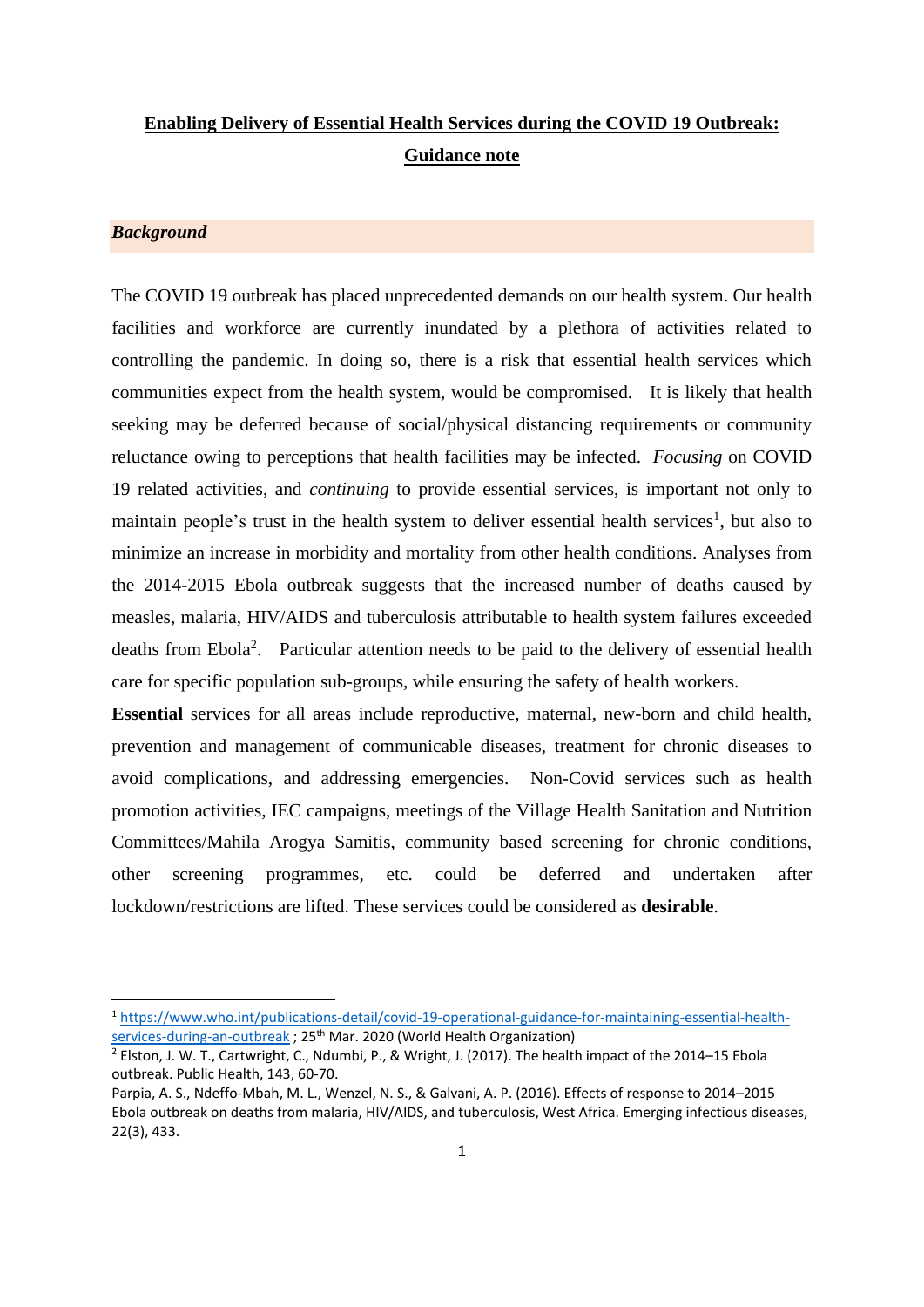# Enabling Delivery of Essential Health Services during the COVID 19 Outbreak: Guidance note

## *Background*

The COVID 19 outbreak has placed unprecedented demands on our health system. Our health facilities and workforce are currently inundated by a plethora of activities related to controlling the pandemic. In doing so, there is a risk that essential health services which communities expect from the health system, would be compromised. It is likely that health seeking may be deferred because of social/physical distancing requirements or community reluctance owing to perceptions that health facilities may be infected. *Focusing* on COVID 19 related activities, and *continuing* to provide essential services, is important not only to maintain people's trust in the health system to deliver essential health services[1], but also to minimize an increase in morbidity and mortality from other health conditions. Analyses from the 2014-2015 Ebola outbreak suggests that the increased number of deaths caused by measles, malaria, HIV/AIDS and tuberculosis attributable to health system failures exceeded deaths from Ebola[2]. Particular attention needs to be paid to the delivery of essential health care for specific population sub-groups, while ensuring the safety of health workers.

**Essential** services for all areas include reproductive, maternal, new-born and child health, prevention and management of communicable diseases, treatment for chronic diseases to avoid complications, and addressing emergencies. Non-Covid services such as health promotion activities, IEC campaigns, meetings of the Village Health Sanitation and Nutrition Committees/Mahila Arogya Samitis, community based screening for chronic conditions, other screening programmes, etc. could be deferred and undertaken after lockdown/restrictions are lifted. These services could be considered as **desirable**.

---

[1] https://www.who.int/publications-detail/covid-19-operational-guidance-for-maintaining-essential-health-services-during-an-outbreak ; 25th Mar. 2020 (World Health Organization)

[2] Elston, J. W. T., Cartwright, C., Ndumbi, P., & Wright, J. (2017). The health impact of the 2014–15 Ebola outbreak. Public Health, 143, 60-70.

Parpia, A. S., Ndeffo-Mbah, M. L., Wenzel, N. S., & Galvani, A. P. (2016). Effects of response to 2014–2015 Ebola outbreak on deaths from malaria, HIV/AIDS, and tuberculosis, West Africa. Emerging infectious diseases, 22(3), 433.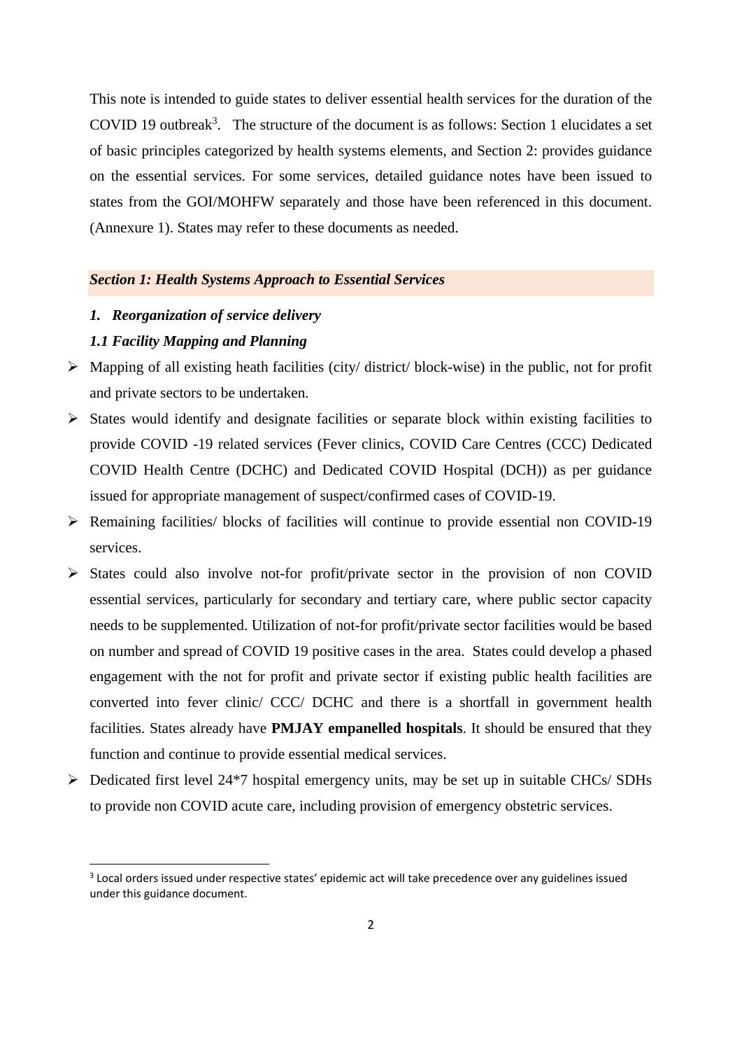This note is intended to guide states to deliver essential health services for the duration of the COVID 19 outbreak[3]. The structure of the document is as follows: Section 1 elucidates a set of basic principles categorized by health systems elements, and Section 2: provides guidance on the essential services. For some services, detailed guidance notes have been issued to states from the GOI/MOHFW separately and those have been referenced in this document. (Annexure 1). States may refer to these documents as needed.

## *Section 1: Health Systems Approach to Essential Services*

### *1. Reorganization of service delivery*

#### *1.1 Facility Mapping and Planning*

- Mapping of all existing heath facilities (city/ district/ block-wise) in the public, not for profit and private sectors to be undertaken.
- States would identify and designate facilities or separate block within existing facilities to provide COVID -19 related services (Fever clinics, COVID Care Centres (CCC) Dedicated COVID Health Centre (DCHC) and Dedicated COVID Hospital (DCH)) as per guidance issued for appropriate management of suspect/confirmed cases of COVID-19.
- Remaining facilities/ blocks of facilities will continue to provide essential non COVID-19 services.
- States could also involve not-for profit/private sector in the provision of non COVID essential services, particularly for secondary and tertiary care, where public sector capacity needs to be supplemented. Utilization of not-for profit/private sector facilities would be based on number and spread of COVID 19 positive cases in the area. States could develop a phased engagement with the not for profit and private sector if existing public health facilities are converted into fever clinic/ CCC/ DCHC and there is a shortfall in government health facilities. States already have **PMJAY empanelled hospitals**. It should be ensured that they function and continue to provide essential medical services.
- Dedicated first level 24*7 hospital emergency units, may be set up in suitable CHCs/ SDHs to provide non COVID acute care, including provision of emergency obstetric services.

[3] Local orders issued under respective states' epidemic act will take precedence over any guidelines issued under this guidance document.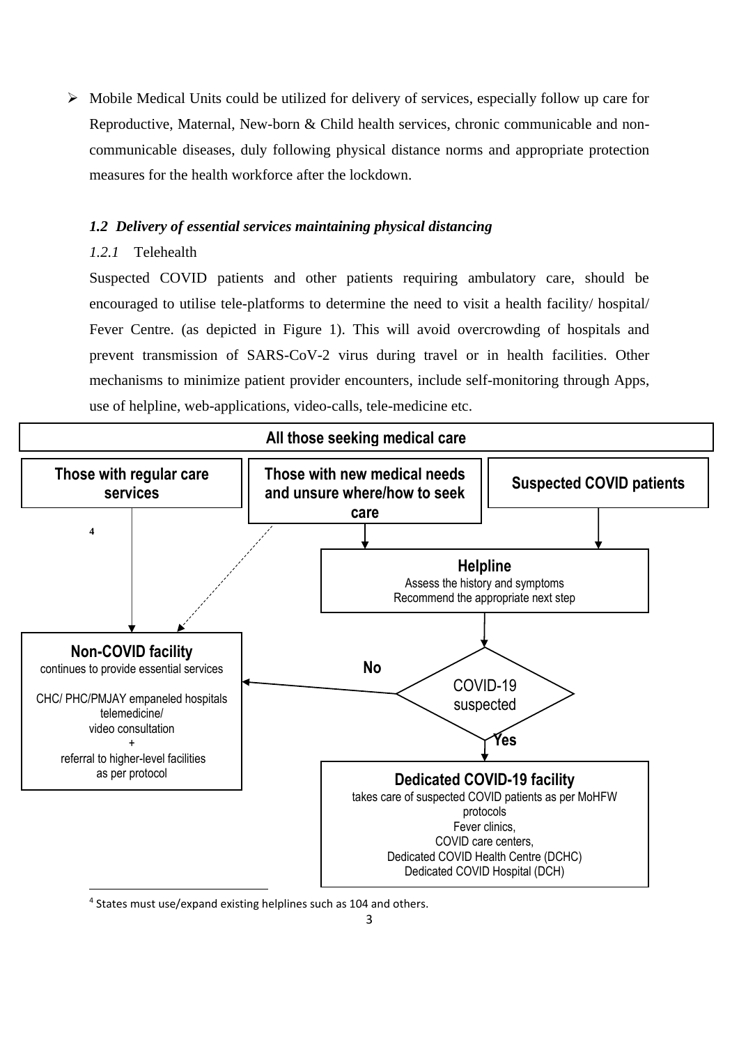- Mobile Medical Units could be utilized for delivery of services, especially follow up care for Reproductive, Maternal, New-born & Child health services, chronic communicable and non-communicable diseases, duly following physical distance norms and appropriate protection measures for the health workforce after the lockdown.

### *1.2 Delivery of essential services maintaining physical distancing*

*1.2.1* Telehealth

Suspected COVID patients and other patients requiring ambulatory care, should be encouraged to utilise tele-platforms to determine the need to visit a health facility/ hospital/ Fever Centre. (as depicted in Figure 1). This will avoid overcrowding of hospitals and prevent transmission of SARS-CoV-2 virus during travel or in health facilities. Other mechanisms to minimize patient provider encounters, include self-monitoring through Apps, use of helpline, web-applications, video-calls, tele-medicine etc.

**All those seeking medical care**

**Those with regular care services** [4]

**Those with new medical needs and unsure where/how to seek care**

**Suspected COVID patients**

**Helpline**
Assess the history and symptoms
Recommend the appropriate next step

COVID-19 suspected

**No**

**Non-COVID facility**
continues to provide essential services

CHC/ PHC/PMJAY empaneled hospitals
telemedicine/
video consultation
+
referral to higher-level facilities
as per protocol

**Yes**

**Dedicated COVID-19 facility**
takes care of suspected COVID patients as per MoHFW protocols
Fever clinics,
COVID care centers,
Dedicated COVID Health Centre (DCHC)
Dedicated COVID Hospital (DCH)

[4] States must use/expand existing helplines such as 104 and others.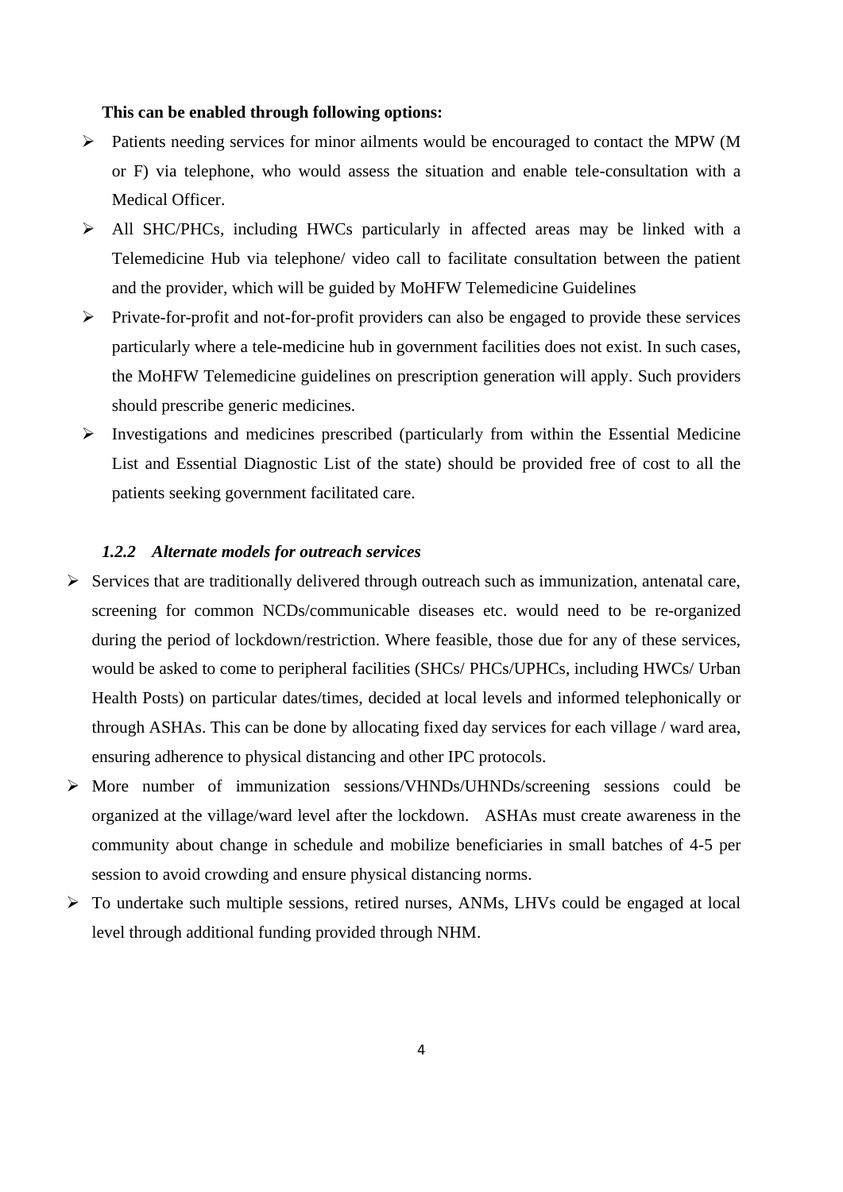**This can be enabled through following options:**

- Patients needing services for minor ailments would be encouraged to contact the MPW (M or F) via telephone, who would assess the situation and enable tele-consultation with a Medical Officer.
- All SHC/PHCs, including HWCs particularly in affected areas may be linked with a Telemedicine Hub via telephone/ video call to facilitate consultation between the patient and the provider, which will be guided by MoHFW Telemedicine Guidelines
- Private-for-profit and not-for-profit providers can also be engaged to provide these services particularly where a tele-medicine hub in government facilities does not exist. In such cases, the MoHFW Telemedicine guidelines on prescription generation will apply. Such providers should prescribe generic medicines.
- Investigations and medicines prescribed (particularly from within the Essential Medicine List and Essential Diagnostic List of the state) should be provided free of cost to all the patients seeking government facilitated care.

#### *1.2.2 Alternate models for outreach services*

- Services that are traditionally delivered through outreach such as immunization, antenatal care, screening for common NCDs/communicable diseases etc. would need to be re-organized during the period of lockdown/restriction. Where feasible, those due for any of these services, would be asked to come to peripheral facilities (SHCs/ PHCs/UPHCs, including HWCs/ Urban Health Posts) on particular dates/times, decided at local levels and informed telephonically or through ASHAs. This can be done by allocating fixed day services for each village / ward area, ensuring adherence to physical distancing and other IPC protocols.
- More number of immunization sessions/VHNDs/UHNDs/screening sessions could be organized at the village/ward level after the lockdown. ASHAs must create awareness in the community about change in schedule and mobilize beneficiaries in small batches of 4-5 per session to avoid crowding and ensure physical distancing norms.
- To undertake such multiple sessions, retired nurses, ANMs, LHVs could be engaged at local level through additional funding provided through NHM.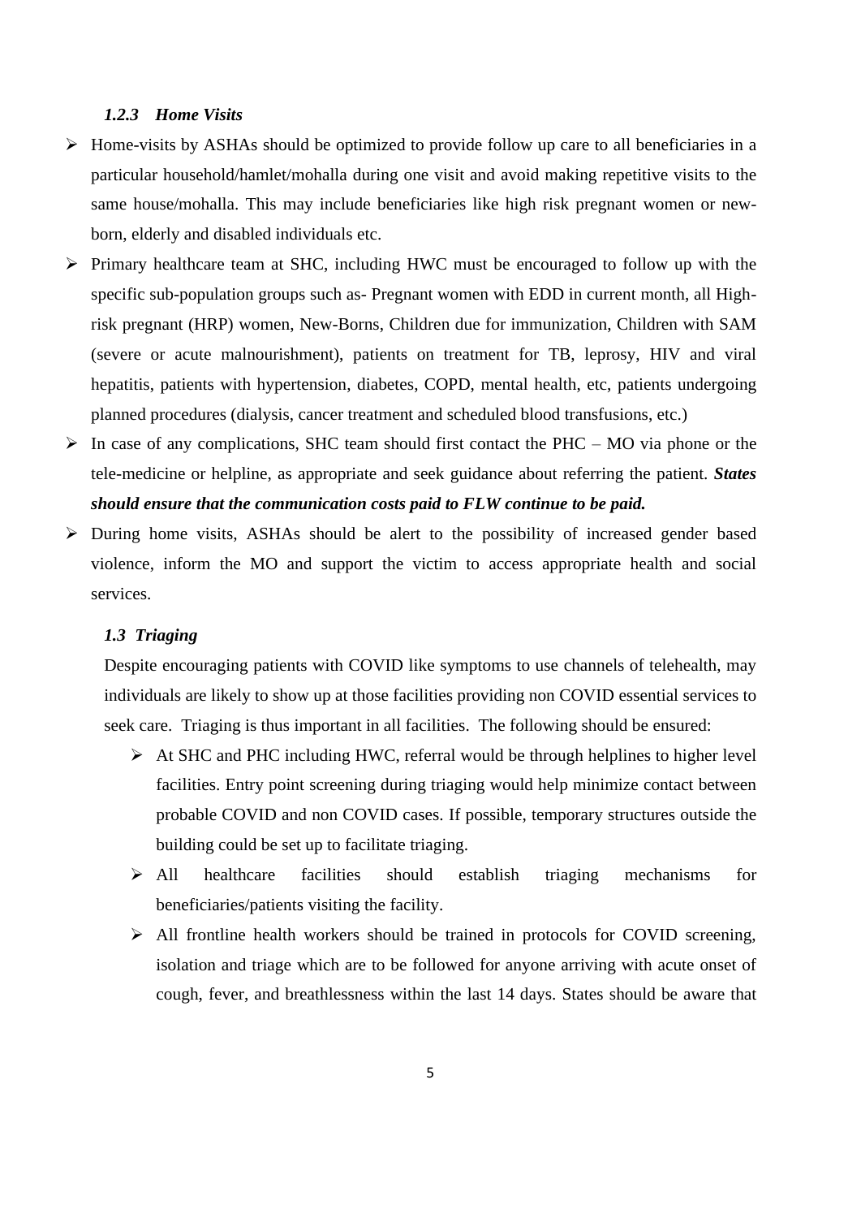#### *1.2.3 Home Visits*

- Home-visits by ASHAs should be optimized to provide follow up care to all beneficiaries in a particular household/hamlet/mohalla during one visit and avoid making repetitive visits to the same house/mohalla. This may include beneficiaries like high risk pregnant women or new-born, elderly and disabled individuals etc.
- Primary healthcare team at SHC, including HWC must be encouraged to follow up with the specific sub-population groups such as- Pregnant women with EDD in current month, all High-risk pregnant (HRP) women, New-Borns, Children due for immunization, Children with SAM (severe or acute malnourishment), patients on treatment for TB, leprosy, HIV and viral hepatitis, patients with hypertension, diabetes, COPD, mental health, etc, patients undergoing planned procedures (dialysis, cancer treatment and scheduled blood transfusions, etc.)
- In case of any complications, SHC team should first contact the PHC – MO via phone or the tele-medicine or helpline, as appropriate and seek guidance about referring the patient. ***States should ensure that the communication costs paid to FLW continue to be paid.***
- During home visits, ASHAs should be alert to the possibility of increased gender based violence, inform the MO and support the victim to access appropriate health and social services.

### *1.3 Triaging*

Despite encouraging patients with COVID like symptoms to use channels of telehealth, may individuals are likely to show up at those facilities providing non COVID essential services to seek care. Triaging is thus important in all facilities. The following should be ensured:

- At SHC and PHC including HWC, referral would be through helplines to higher level facilities. Entry point screening during triaging would help minimize contact between probable COVID and non COVID cases. If possible, temporary structures outside the building could be set up to facilitate triaging.
- All healthcare facilities should establish triaging mechanisms for beneficiaries/patients visiting the facility.
- All frontline health workers should be trained in protocols for COVID screening, isolation and triage which are to be followed for anyone arriving with acute onset of cough, fever, and breathlessness within the last 14 days. States should be aware that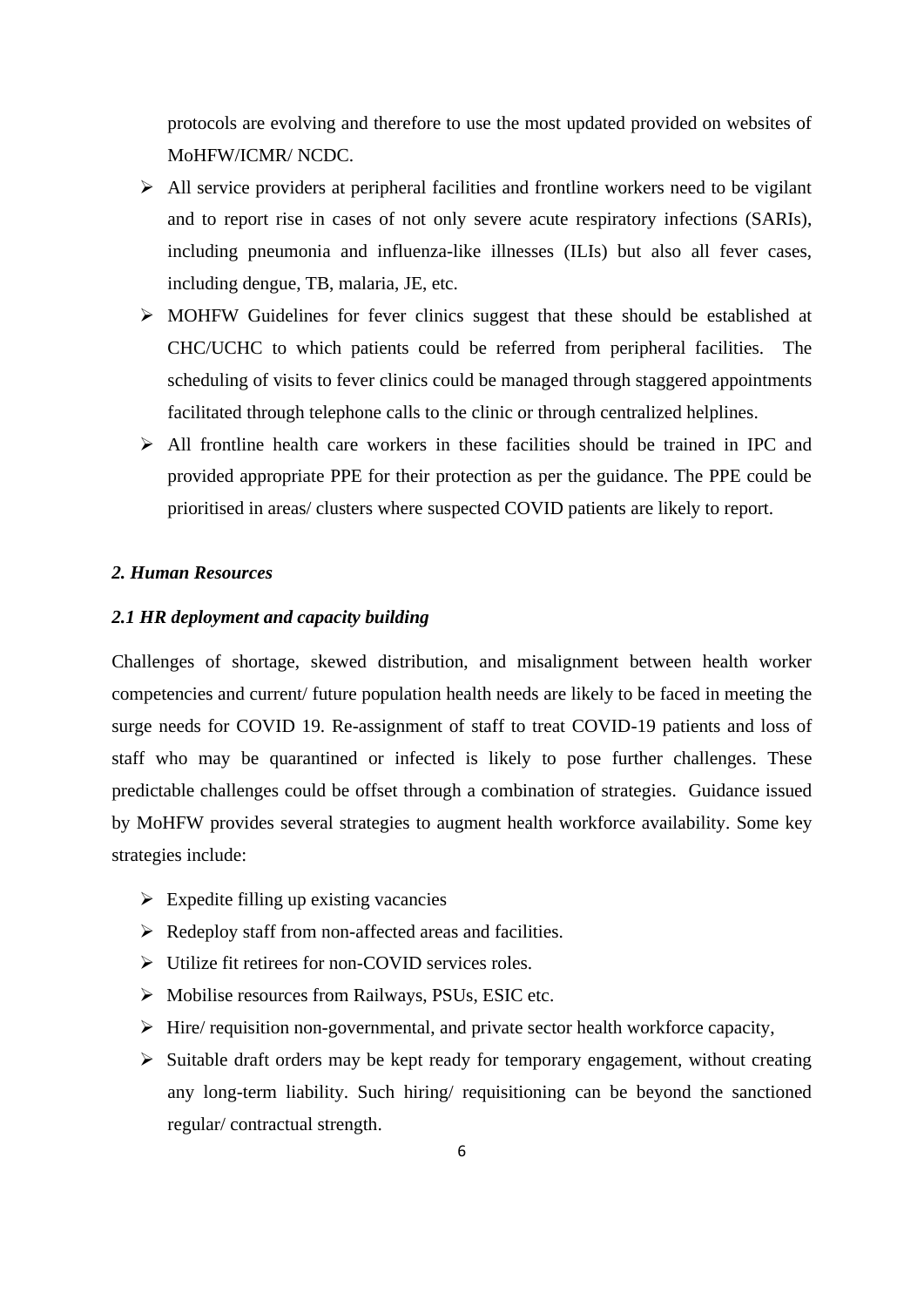protocols are evolving and therefore to use the most updated provided on websites of MoHFW/ICMR/ NCDC.

- All service providers at peripheral facilities and frontline workers need to be vigilant and to report rise in cases of not only severe acute respiratory infections (SARIs), including pneumonia and influenza-like illnesses (ILIs) but also all fever cases, including dengue, TB, malaria, JE, etc.
- MOHFW Guidelines for fever clinics suggest that these should be established at CHC/UCHC to which patients could be referred from peripheral facilities. The scheduling of visits to fever clinics could be managed through staggered appointments facilitated through telephone calls to the clinic or through centralized helplines.
- All frontline health care workers in these facilities should be trained in IPC and provided appropriate PPE for their protection as per the guidance. The PPE could be prioritised in areas/ clusters where suspected COVID patients are likely to report.

## *2. Human Resources*

### *2.1 HR deployment and capacity building*

Challenges of shortage, skewed distribution, and misalignment between health worker competencies and current/ future population health needs are likely to be faced in meeting the surge needs for COVID 19. Re-assignment of staff to treat COVID-19 patients and loss of staff who may be quarantined or infected is likely to pose further challenges. These predictable challenges could be offset through a combination of strategies. Guidance issued by MoHFW provides several strategies to augment health workforce availability. Some key strategies include:

- Expedite filling up existing vacancies
- Redeploy staff from non-affected areas and facilities.
- Utilize fit retirees for non-COVID services roles.
- Mobilise resources from Railways, PSUs, ESIC etc.
- Hire/ requisition non-governmental, and private sector health workforce capacity,
- Suitable draft orders may be kept ready for temporary engagement, without creating any long-term liability. Such hiring/ requisitioning can be beyond the sanctioned regular/ contractual strength.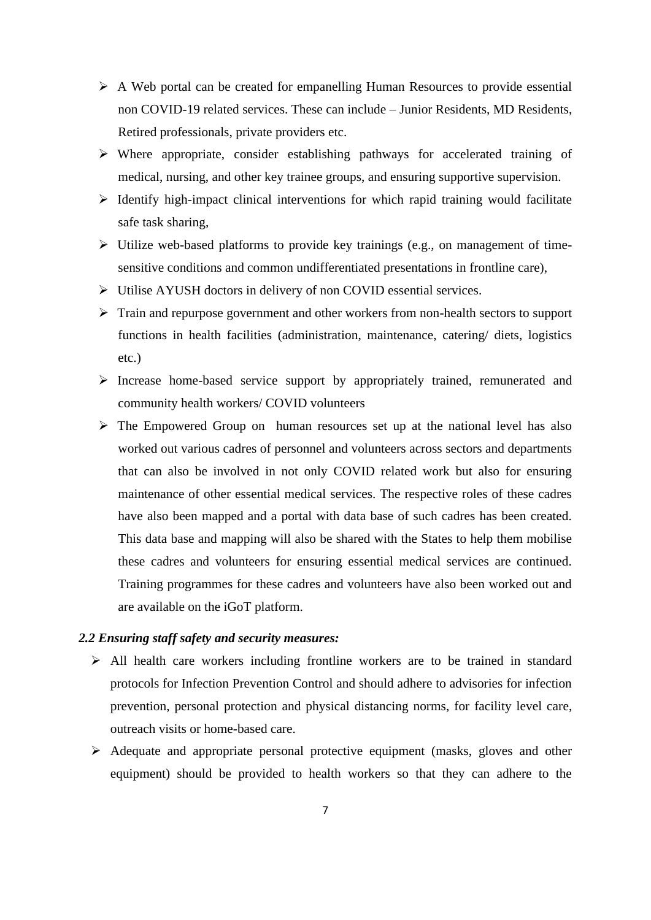- A Web portal can be created for empanelling Human Resources to provide essential non COVID-19 related services. These can include – Junior Residents, MD Residents, Retired professionals, private providers etc.
- Where appropriate, consider establishing pathways for accelerated training of medical, nursing, and other key trainee groups, and ensuring supportive supervision.
- Identify high-impact clinical interventions for which rapid training would facilitate safe task sharing,
- Utilize web-based platforms to provide key trainings (e.g., on management of time-sensitive conditions and common undifferentiated presentations in frontline care),
- Utilise AYUSH doctors in delivery of non COVID essential services.
- Train and repurpose government and other workers from non-health sectors to support functions in health facilities (administration, maintenance, catering/ diets, logistics etc.)
- Increase home-based service support by appropriately trained, remunerated and community health workers/ COVID volunteers
- The Empowered Group on human resources set up at the national level has also worked out various cadres of personnel and volunteers across sectors and departments that can also be involved in not only COVID related work but also for ensuring maintenance of other essential medical services. The respective roles of these cadres have also been mapped and a portal with data base of such cadres has been created. This data base and mapping will also be shared with the States to help them mobilise these cadres and volunteers for ensuring essential medical services are continued. Training programmes for these cadres and volunteers have also been worked out and are available on the iGoT platform.

### *2.2 Ensuring staff safety and security measures:*

- All health care workers including frontline workers are to be trained in standard protocols for Infection Prevention Control and should adhere to advisories for infection prevention, personal protection and physical distancing norms, for facility level care, outreach visits or home-based care.
- Adequate and appropriate personal protective equipment (masks, gloves and other equipment) should be provided to health workers so that they can adhere to the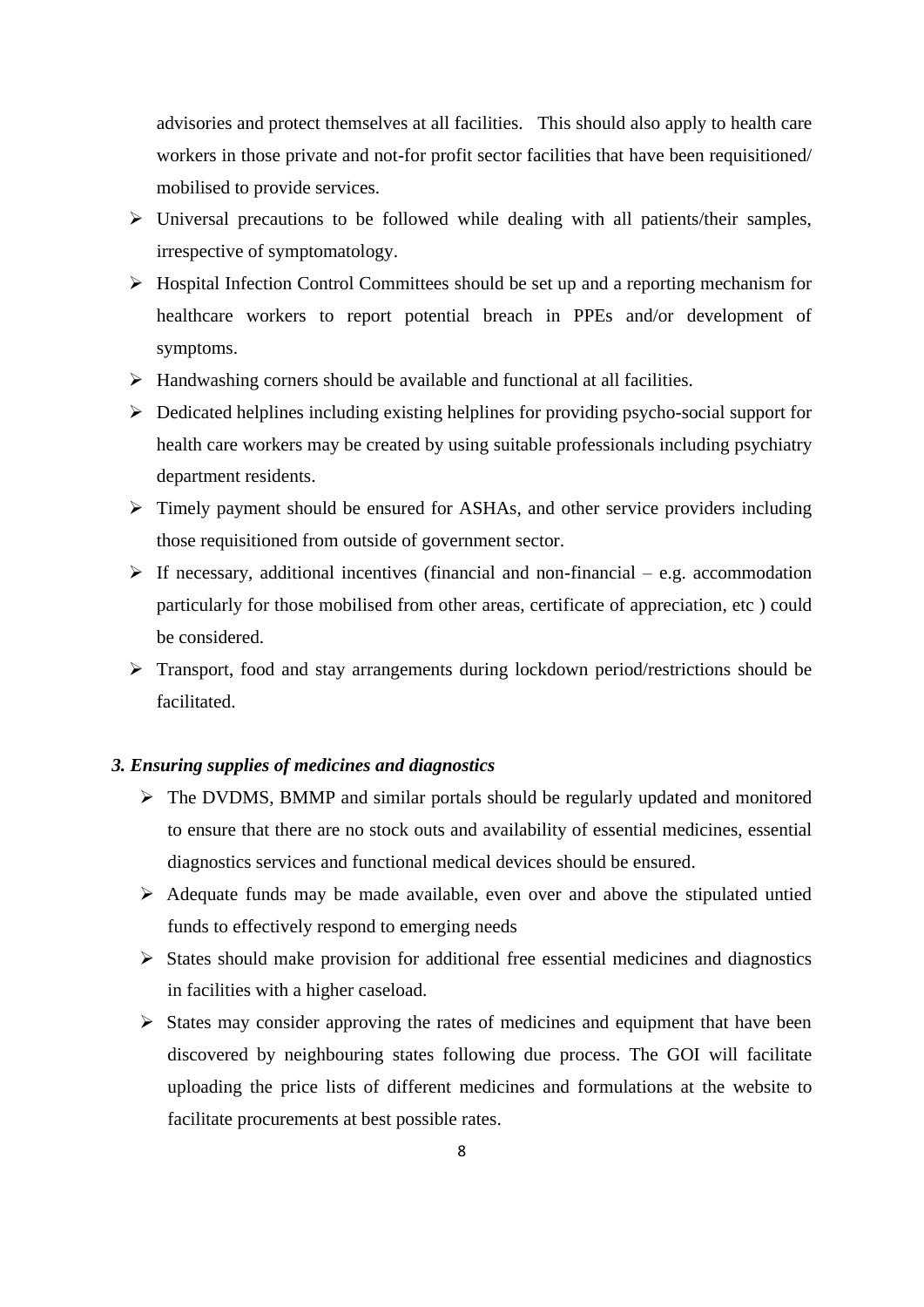advisories and protect themselves at all facilities. This should also apply to health care workers in those private and not-for profit sector facilities that have been requisitioned/ mobilised to provide services.

- Universal precautions to be followed while dealing with all patients/their samples, irrespective of symptomatology.
- Hospital Infection Control Committees should be set up and a reporting mechanism for healthcare workers to report potential breach in PPEs and/or development of symptoms.
- Handwashing corners should be available and functional at all facilities.
- Dedicated helplines including existing helplines for providing psycho-social support for health care workers may be created by using suitable professionals including psychiatry department residents.
- Timely payment should be ensured for ASHAs, and other service providers including those requisitioned from outside of government sector.
- If necessary, additional incentives (financial and non-financial – e.g. accommodation particularly for those mobilised from other areas, certificate of appreciation, etc ) could be considered.
- Transport, food and stay arrangements during lockdown period/restrictions should be facilitated.

***3. Ensuring supplies of medicines and diagnostics***

- The DVDMS, BMMP and similar portals should be regularly updated and monitored to ensure that there are no stock outs and availability of essential medicines, essential diagnostics services and functional medical devices should be ensured.
- Adequate funds may be made available, even over and above the stipulated untied funds to effectively respond to emerging needs
- States should make provision for additional free essential medicines and diagnostics in facilities with a higher caseload.
- States may consider approving the rates of medicines and equipment that have been discovered by neighbouring states following due process. The GOI will facilitate uploading the price lists of different medicines and formulations at the website to facilitate procurements at best possible rates.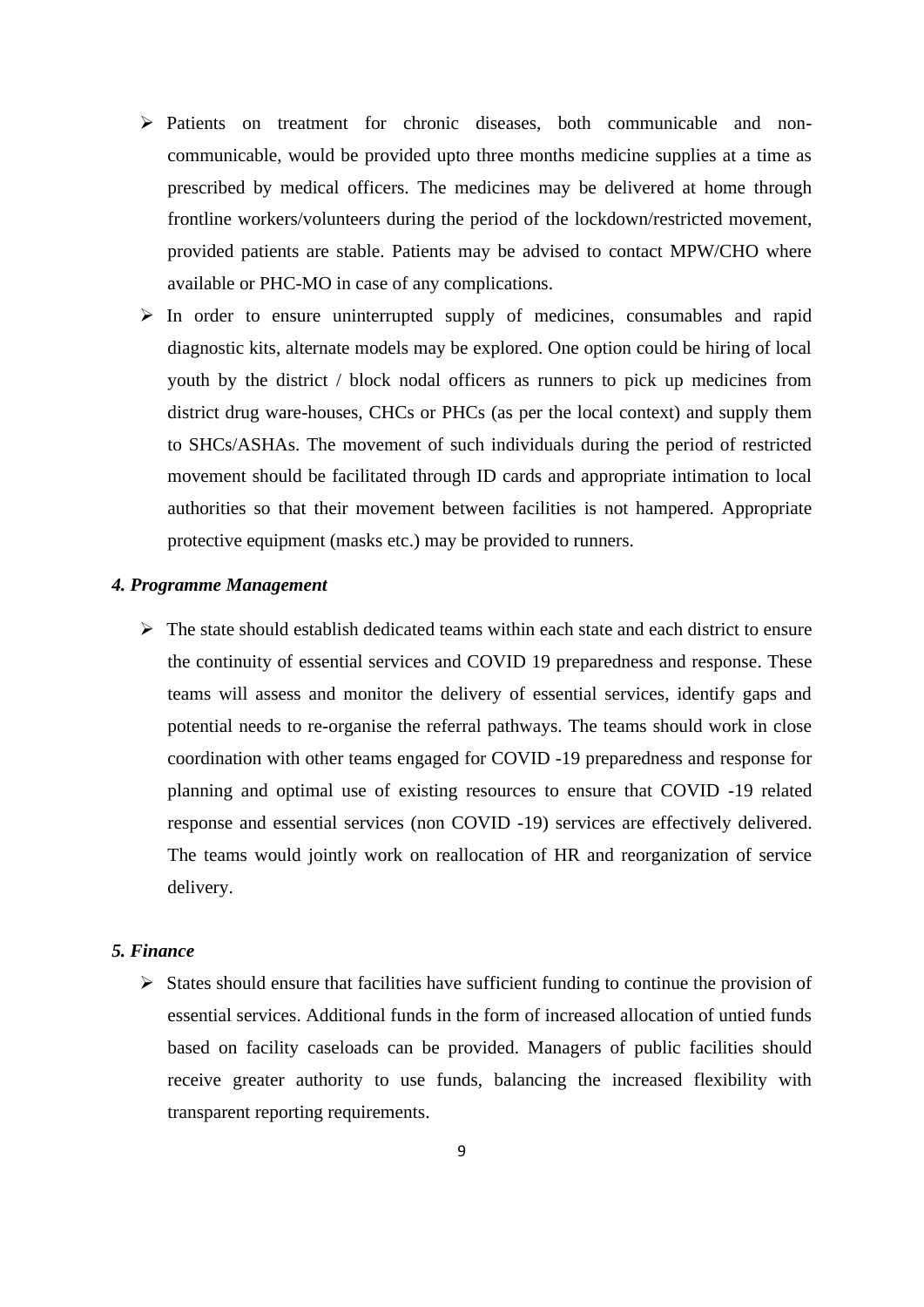- Patients on treatment for chronic diseases, both communicable and non-communicable, would be provided upto three months medicine supplies at a time as prescribed by medical officers. The medicines may be delivered at home through frontline workers/volunteers during the period of the lockdown/restricted movement, provided patients are stable. Patients may be advised to contact MPW/CHO where available or PHC-MO in case of any complications.
- In order to ensure uninterrupted supply of medicines, consumables and rapid diagnostic kits, alternate models may be explored. One option could be hiring of local youth by the district / block nodal officers as runners to pick up medicines from district drug ware-houses, CHCs or PHCs (as per the local context) and supply them to SHCs/ASHAs. The movement of such individuals during the period of restricted movement should be facilitated through ID cards and appropriate intimation to local authorities so that their movement between facilities is not hampered. Appropriate protective equipment (masks etc.) may be provided to runners.

### *4. Programme Management*

- The state should establish dedicated teams within each state and each district to ensure the continuity of essential services and COVID 19 preparedness and response. These teams will assess and monitor the delivery of essential services, identify gaps and potential needs to re-organise the referral pathways. The teams should work in close coordination with other teams engaged for COVID -19 preparedness and response for planning and optimal use of existing resources to ensure that COVID -19 related response and essential services (non COVID -19) services are effectively delivered. The teams would jointly work on reallocation of HR and reorganization of service delivery.

### *5. Finance*

- States should ensure that facilities have sufficient funding to continue the provision of essential services. Additional funds in the form of increased allocation of untied funds based on facility caseloads can be provided. Managers of public facilities should receive greater authority to use funds, balancing the increased flexibility with transparent reporting requirements.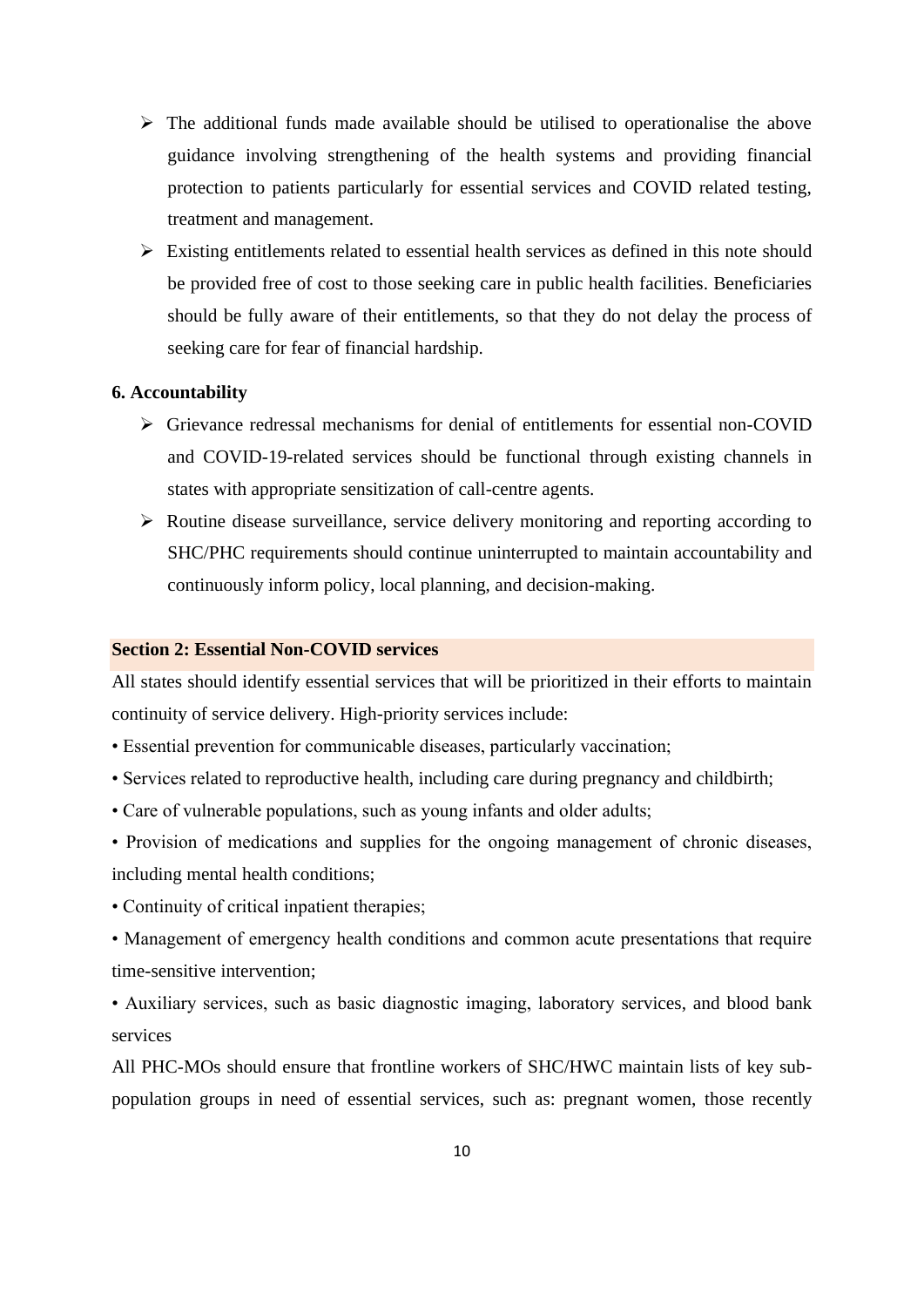- The additional funds made available should be utilised to operationalise the above guidance involving strengthening of the health systems and providing financial protection to patients particularly for essential services and COVID related testing, treatment and management.
- Existing entitlements related to essential health services as defined in this note should be provided free of cost to those seeking care in public health facilities. Beneficiaries should be fully aware of their entitlements, so that they do not delay the process of seeking care for fear of financial hardship.

**6. Accountability**

- Grievance redressal mechanisms for denial of entitlements for essential non-COVID and COVID-19-related services should be functional through existing channels in states with appropriate sensitization of call-centre agents.
- Routine disease surveillance, service delivery monitoring and reporting according to SHC/PHC requirements should continue uninterrupted to maintain accountability and continuously inform policy, local planning, and decision-making.

## Section 2: Essential Non-COVID services

All states should identify essential services that will be prioritized in their efforts to maintain continuity of service delivery. High-priority services include:

- Essential prevention for communicable diseases, particularly vaccination;
- Services related to reproductive health, including care during pregnancy and childbirth;
- Care of vulnerable populations, such as young infants and older adults;
- Provision of medications and supplies for the ongoing management of chronic diseases, including mental health conditions;
- Continuity of critical inpatient therapies;
- Management of emergency health conditions and common acute presentations that require time-sensitive intervention;
- Auxiliary services, such as basic diagnostic imaging, laboratory services, and blood bank services

All PHC-MOs should ensure that frontline workers of SHC/HWC maintain lists of key sub-population groups in need of essential services, such as: pregnant women, those recently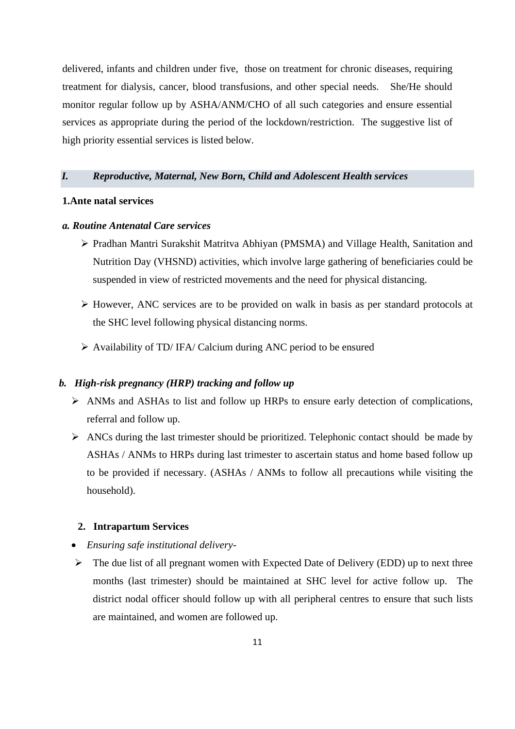delivered, infants and children under five, those on treatment for chronic diseases, requiring treatment for dialysis, cancer, blood transfusions, and other special needs. She/He should monitor regular follow up by ASHA/ANM/CHO of all such categories and ensure essential services as appropriate during the period of the lockdown/restriction. The suggestive list of high priority essential services is listed below.

## *I. Reproductive, Maternal, New Born, Child and Adolescent Health services*

### 1. Ante natal services

#### *a. Routine Antenatal Care services*

- Pradhan Mantri Surakshit Matritva Abhiyan (PMSMA) and Village Health, Sanitation and Nutrition Day (VHSND) activities, which involve large gathering of beneficiaries could be suspended in view of restricted movements and the need for physical distancing.
- However, ANC services are to be provided on walk in basis as per standard protocols at the SHC level following physical distancing norms.
- Availability of TD/ IFA/ Calcium during ANC period to be ensured

#### *b. High-risk pregnancy (HRP) tracking and follow up*

- ANMs and ASHAs to list and follow up HRPs to ensure early detection of complications, referral and follow up.
- ANCs during the last trimester should be prioritized. Telephonic contact should be made by ASHAs / ANMs to HRPs during last trimester to ascertain status and home based follow up to be provided if necessary. (ASHAs / ANMs to follow all precautions while visiting the household).

### 2. Intrapartum Services

- *Ensuring safe institutional delivery-*
  - The due list of all pregnant women with Expected Date of Delivery (EDD) up to next three months (last trimester) should be maintained at SHC level for active follow up. The district nodal officer should follow up with all peripheral centres to ensure that such lists are maintained, and women are followed up.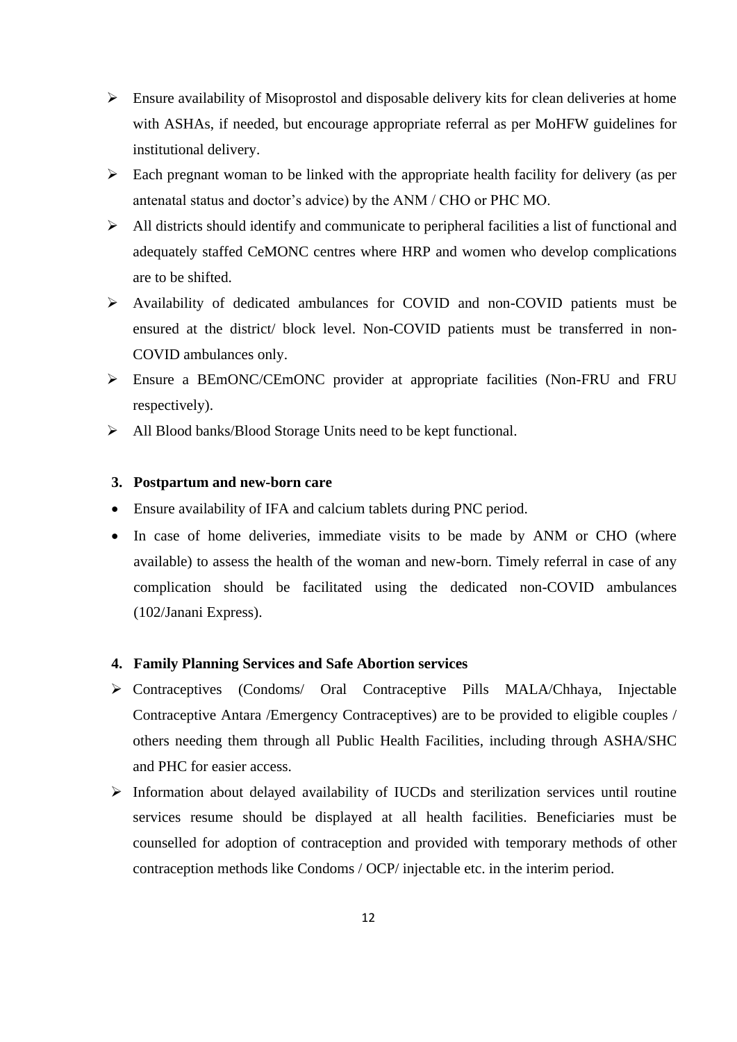- Ensure availability of Misoprostol and disposable delivery kits for clean deliveries at home with ASHAs, if needed, but encourage appropriate referral as per MoHFW guidelines for institutional delivery.
- Each pregnant woman to be linked with the appropriate health facility for delivery (as per antenatal status and doctor's advice) by the ANM / CHO or PHC MO.
- All districts should identify and communicate to peripheral facilities a list of functional and adequately staffed CeMONC centres where HRP and women who develop complications are to be shifted.
- Availability of dedicated ambulances for COVID and non-COVID patients must be ensured at the district/ block level. Non-COVID patients must be transferred in non-COVID ambulances only.
- Ensure a BEmONC/CEmONC provider at appropriate facilities (Non-FRU and FRU respectively).
- All Blood banks/Blood Storage Units need to be kept functional.

**3. Postpartum and new-born care**

- Ensure availability of IFA and calcium tablets during PNC period.
- In case of home deliveries, immediate visits to be made by ANM or CHO (where available) to assess the health of the woman and new-born. Timely referral in case of any complication should be facilitated using the dedicated non-COVID ambulances (102/Janani Express).

**4. Family Planning Services and Safe Abortion services**

- Contraceptives (Condoms/ Oral Contraceptive Pills MALA/Chhaya, Injectable Contraceptive Antara /Emergency Contraceptives) are to be provided to eligible couples / others needing them through all Public Health Facilities, including through ASHA/SHC and PHC for easier access.
- Information about delayed availability of IUCDs and sterilization services until routine services resume should be displayed at all health facilities. Beneficiaries must be counselled for adoption of contraception and provided with temporary methods of other contraception methods like Condoms / OCP/ injectable etc. in the interim period.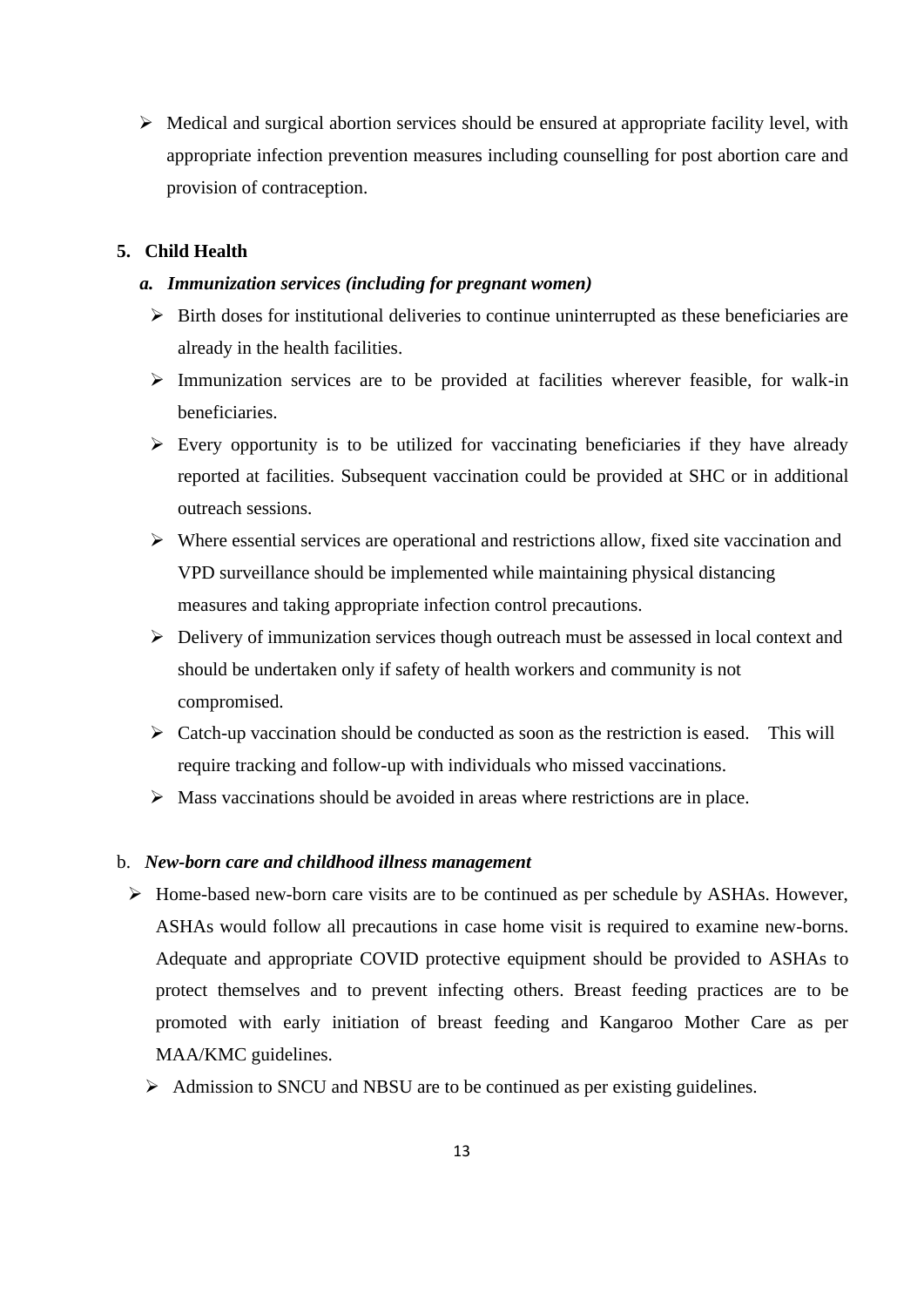- Medical and surgical abortion services should be ensured at appropriate facility level, with appropriate infection prevention measures including counselling for post abortion care and provision of contraception.

## 5. Child Health

### *a. Immunization services (including for pregnant women)*

- Birth doses for institutional deliveries to continue uninterrupted as these beneficiaries are already in the health facilities.
- Immunization services are to be provided at facilities wherever feasible, for walk-in beneficiaries.
- Every opportunity is to be utilized for vaccinating beneficiaries if they have already reported at facilities. Subsequent vaccination could be provided at SHC or in additional outreach sessions.
- Where essential services are operational and restrictions allow, fixed site vaccination and VPD surveillance should be implemented while maintaining physical distancing measures and taking appropriate infection control precautions.
- Delivery of immunization services though outreach must be assessed in local context and should be undertaken only if safety of health workers and community is not compromised.
- Catch-up vaccination should be conducted as soon as the restriction is eased. This will require tracking and follow-up with individuals who missed vaccinations.
- Mass vaccinations should be avoided in areas where restrictions are in place.

### b. *New-born care and childhood illness management*

- Home-based new-born care visits are to be continued as per schedule by ASHAs. However, ASHAs would follow all precautions in case home visit is required to examine new-borns. Adequate and appropriate COVID protective equipment should be provided to ASHAs to protect themselves and to prevent infecting others. Breast feeding practices are to be promoted with early initiation of breast feeding and Kangaroo Mother Care as per MAA/KMC guidelines.
- Admission to SNCU and NBSU are to be continued as per existing guidelines.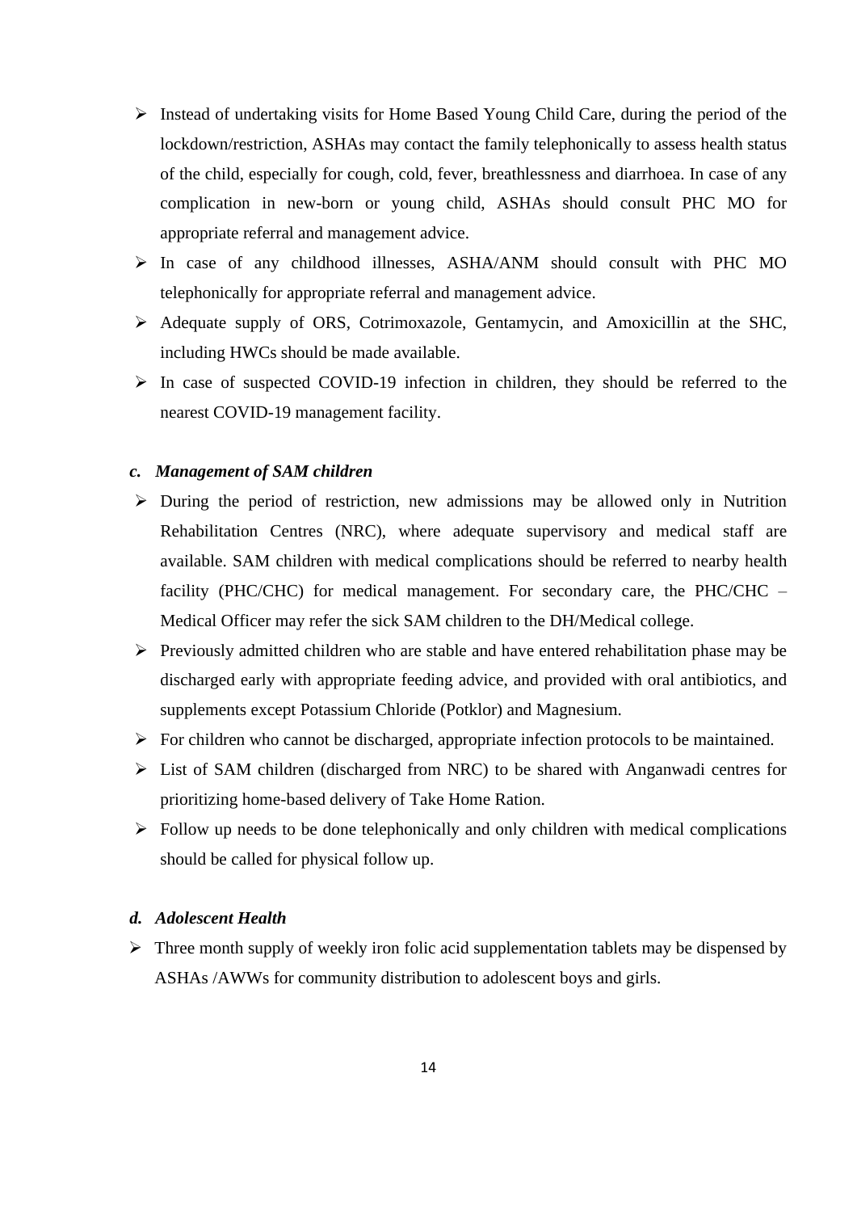- Instead of undertaking visits for Home Based Young Child Care, during the period of the lockdown/restriction, ASHAs may contact the family telephonically to assess health status of the child, especially for cough, cold, fever, breathlessness and diarrhoea. In case of any complication in new-born or young child, ASHAs should consult PHC MO for appropriate referral and management advice.
- In case of any childhood illnesses, ASHA/ANM should consult with PHC MO telephonically for appropriate referral and management advice.
- Adequate supply of ORS, Cotrimoxazole, Gentamycin, and Amoxicillin at the SHC, including HWCs should be made available.
- In case of suspected COVID-19 infection in children, they should be referred to the nearest COVID-19 management facility.

***c. Management of SAM children***

- During the period of restriction, new admissions may be allowed only in Nutrition Rehabilitation Centres (NRC), where adequate supervisory and medical staff are available. SAM children with medical complications should be referred to nearby health facility (PHC/CHC) for medical management. For secondary care, the PHC/CHC – Medical Officer may refer the sick SAM children to the DH/Medical college.
- Previously admitted children who are stable and have entered rehabilitation phase may be discharged early with appropriate feeding advice, and provided with oral antibiotics, and supplements except Potassium Chloride (Potklor) and Magnesium.
- For children who cannot be discharged, appropriate infection protocols to be maintained.
- List of SAM children (discharged from NRC) to be shared with Anganwadi centres for prioritizing home-based delivery of Take Home Ration.
- Follow up needs to be done telephonically and only children with medical complications should be called for physical follow up.

***d. Adolescent Health***

- Three month supply of weekly iron folic acid supplementation tablets may be dispensed by ASHAs /AWWs for community distribution to adolescent boys and girls.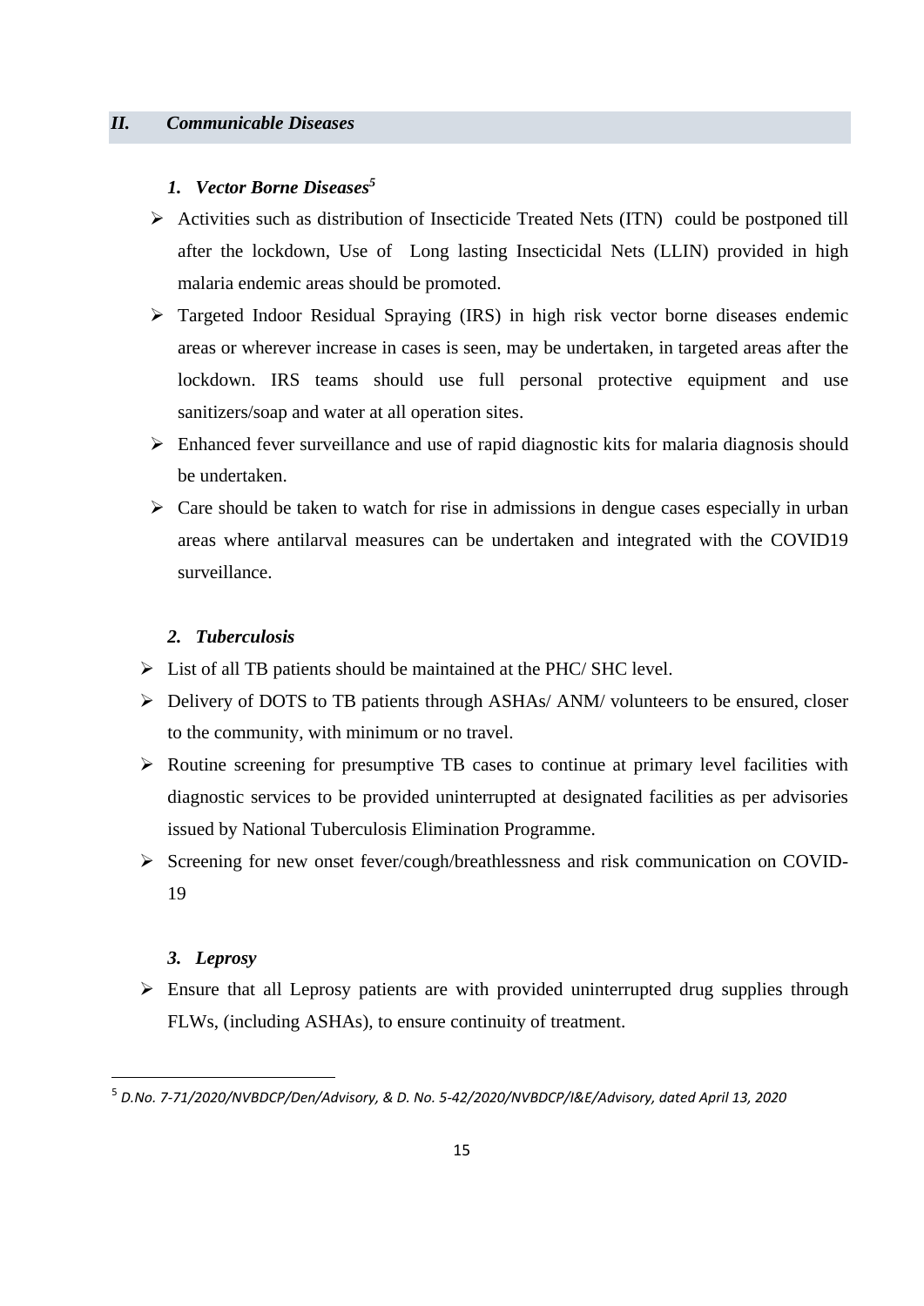## II. Communicable Diseases

### 1. Vector Borne Diseases[5]

- Activities such as distribution of Insecticide Treated Nets (ITN) could be postponed till after the lockdown, Use of Long lasting Insecticidal Nets (LLIN) provided in high malaria endemic areas should be promoted.
- Targeted Indoor Residual Spraying (IRS) in high risk vector borne diseases endemic areas or wherever increase in cases is seen, may be undertaken, in targeted areas after the lockdown. IRS teams should use full personal protective equipment and use sanitizers/soap and water at all operation sites.
- Enhanced fever surveillance and use of rapid diagnostic kits for malaria diagnosis should be undertaken.
- Care should be taken to watch for rise in admissions in dengue cases especially in urban areas where antilarval measures can be undertaken and integrated with the COVID19 surveillance.

### 2. Tuberculosis

- List of all TB patients should be maintained at the PHC/ SHC level.
- Delivery of DOTS to TB patients through ASHAs/ ANM/ volunteers to be ensured, closer to the community, with minimum or no travel.
- Routine screening for presumptive TB cases to continue at primary level facilities with diagnostic services to be provided uninterrupted at designated facilities as per advisories issued by National Tuberculosis Elimination Programme.
- Screening for new onset fever/cough/breathlessness and risk communication on COVID-19

### 3. Leprosy

- Ensure that all Leprosy patients are with provided uninterrupted drug supplies through FLWs, (including ASHAs), to ensure continuity of treatment.

---

[5] *D.No. 7-71/2020/NVBDCP/Den/Advisory, & D. No. 5-42/2020/NVBDCP/I&E/Advisory, dated April 13, 2020*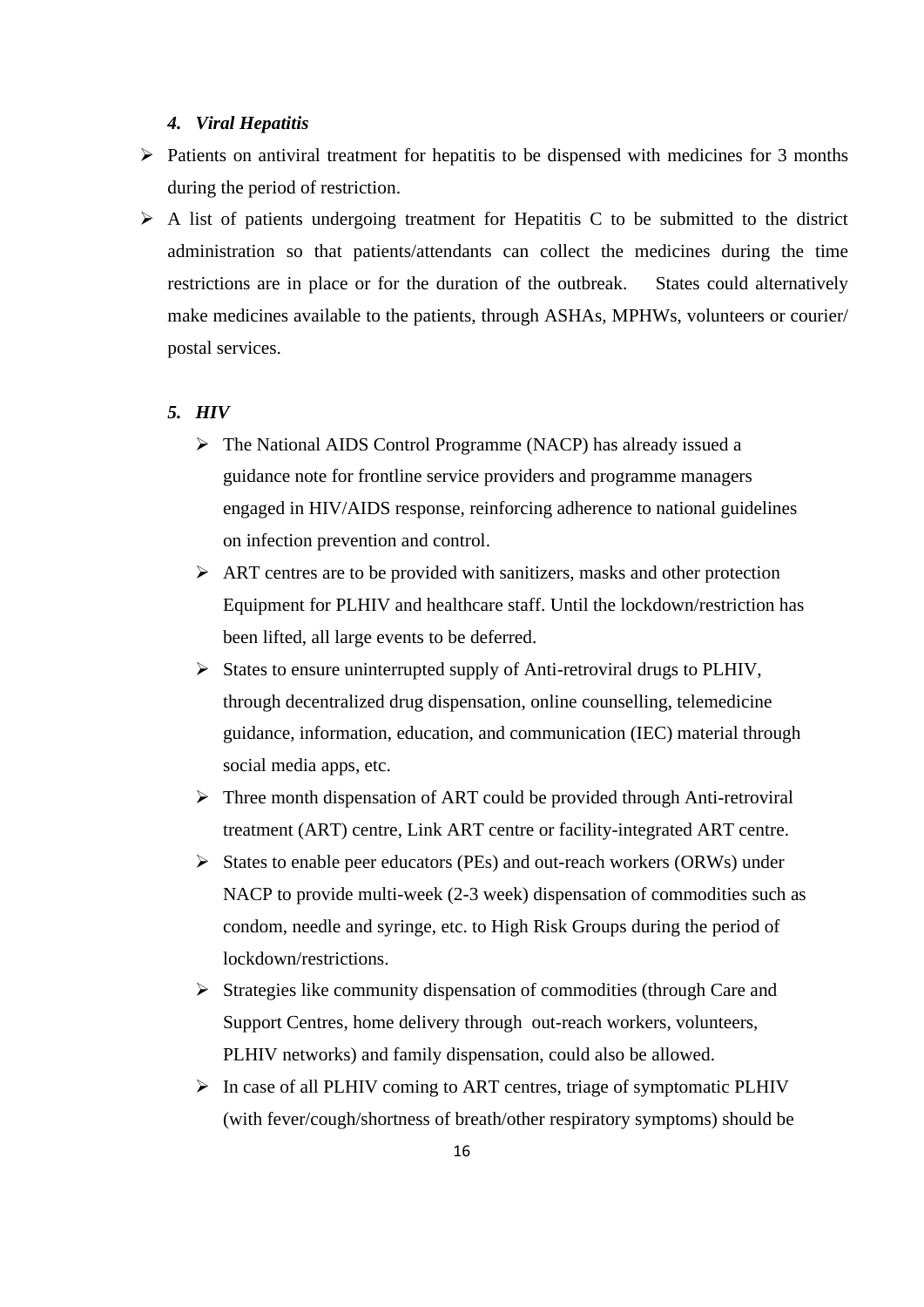#### *4. Viral Hepatitis*

- Patients on antiviral treatment for hepatitis to be dispensed with medicines for 3 months during the period of restriction.
- A list of patients undergoing treatment for Hepatitis C to be submitted to the district administration so that patients/attendants can collect the medicines during the time restrictions are in place or for the duration of the outbreak. States could alternatively make medicines available to the patients, through ASHAs, MPHWs, volunteers or courier/ postal services.

#### *5. HIV*

- The National AIDS Control Programme (NACP) has already issued a guidance note for frontline service providers and programme managers engaged in HIV/AIDS response, reinforcing adherence to national guidelines on infection prevention and control.
- ART centres are to be provided with sanitizers, masks and other protection Equipment for PLHIV and healthcare staff. Until the lockdown/restriction has been lifted, all large events to be deferred.
- States to ensure uninterrupted supply of Anti-retroviral drugs to PLHIV, through decentralized drug dispensation, online counselling, telemedicine guidance, information, education, and communication (IEC) material through social media apps, etc.
- Three month dispensation of ART could be provided through Anti-retroviral treatment (ART) centre, Link ART centre or facility-integrated ART centre.
- States to enable peer educators (PEs) and out-reach workers (ORWs) under NACP to provide multi-week (2-3 week) dispensation of commodities such as condom, needle and syringe, etc. to High Risk Groups during the period of lockdown/restrictions.
- Strategies like community dispensation of commodities (through Care and Support Centres, home delivery through out-reach workers, volunteers, PLHIV networks) and family dispensation, could also be allowed.
- In case of all PLHIV coming to ART centres, triage of symptomatic PLHIV (with fever/cough/shortness of breath/other respiratory symptoms) should be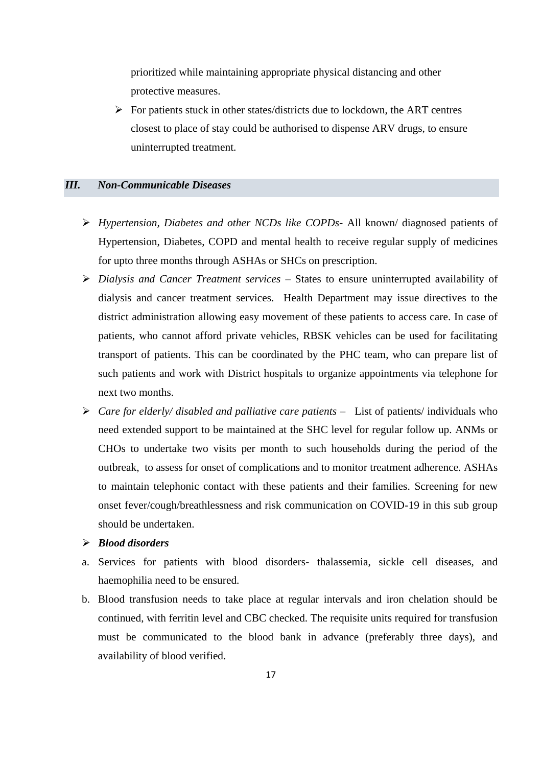prioritized while maintaining appropriate physical distancing and other protective measures.

- For patients stuck in other states/districts due to lockdown, the ART centres closest to place of stay could be authorised to dispense ARV drugs, to ensure uninterrupted treatment.

### *III. Non-Communicable Diseases*

- *Hypertension, Diabetes and other NCDs like COPDs*- All known/ diagnosed patients of Hypertension, Diabetes, COPD and mental health to receive regular supply of medicines for upto three months through ASHAs or SHCs on prescription.
- *Dialysis and Cancer Treatment services* – States to ensure uninterrupted availability of dialysis and cancer treatment services. Health Department may issue directives to the district administration allowing easy movement of these patients to access care. In case of patients, who cannot afford private vehicles, RBSK vehicles can be used for facilitating transport of patients. This can be coordinated by the PHC team, who can prepare list of such patients and work with District hospitals to organize appointments via telephone for next two months.
- *Care for elderly/ disabled and palliative care patients* – List of patients/ individuals who need extended support to be maintained at the SHC level for regular follow up. ANMs or CHOs to undertake two visits per month to such households during the period of the outbreak, to assess for onset of complications and to monitor treatment adherence. ASHAs to maintain telephonic contact with these patients and their families. Screening for new onset fever/cough/breathlessness and risk communication on COVID-19 in this sub group should be undertaken.
- ***Blood disorders***

a. Services for patients with blood disorders- thalassemia, sickle cell diseases, and haemophilia need to be ensured.

b. Blood transfusion needs to take place at regular intervals and iron chelation should be continued, with ferritin level and CBC checked. The requisite units required for transfusion must be communicated to the blood bank in advance (preferably three days), and availability of blood verified.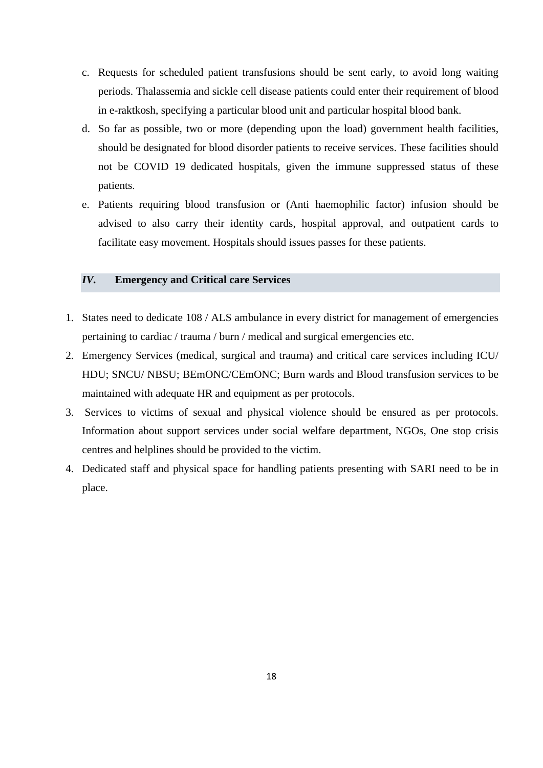c. Requests for scheduled patient transfusions should be sent early, to avoid long waiting periods. Thalassemia and sickle cell disease patients could enter their requirement of blood in e-raktkosh, specifying a particular blood unit and particular hospital blood bank.
d. So far as possible, two or more (depending upon the load) government health facilities, should be designated for blood disorder patients to receive services. These facilities should not be COVID 19 dedicated hospitals, given the immune suppressed status of these patients.
e. Patients requiring blood transfusion or (Anti haemophilic factor) infusion should be advised to also carry their identity cards, hospital approval, and outpatient cards to facilitate easy movement. Hospitals should issues passes for these patients.

## *IV.* Emergency and Critical care Services

1. States need to dedicate 108 / ALS ambulance in every district for management of emergencies pertaining to cardiac / trauma / burn / medical and surgical emergencies etc.
2. Emergency Services (medical, surgical and trauma) and critical care services including ICU/ HDU; SNCU/ NBSU; BEmONC/CEmONC; Burn wards and Blood transfusion services to be maintained with adequate HR and equipment as per protocols.
3. Services to victims of sexual and physical violence should be ensured as per protocols. Information about support services under social welfare department, NGOs, One stop crisis centres and helplines should be provided to the victim.
4. Dedicated staff and physical space for handling patients presenting with SARI need to be in place.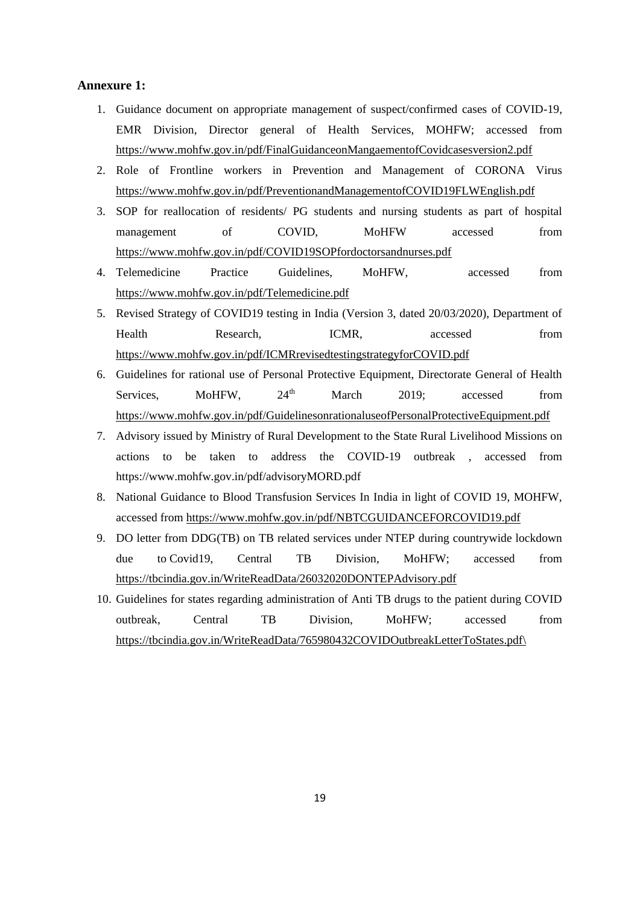**Annexure 1:**

1. Guidance document on appropriate management of suspect/confirmed cases of COVID-19, EMR Division, Director general of Health Services, MOHFW; accessed from https://www.mohfw.gov.in/pdf/FinalGuidanceonMangaementofCovidcasesversion2.pdf
2. Role of Frontline workers in Prevention and Management of CORONA Virus https://www.mohfw.gov.in/pdf/PreventionandManagementofCOVID19FLWEnglish.pdf
3. SOP for reallocation of residents/ PG students and nursing students as part of hospital management of COVID, MoHFW accessed from https://www.mohfw.gov.in/pdf/COVID19SOPfordoctorsandnurses.pdf
4. Telemedicine Practice Guidelines, MoHFW, accessed from https://www.mohfw.gov.in/pdf/Telemedicine.pdf
5. Revised Strategy of COVID19 testing in India (Version 3, dated 20/03/2020), Department of Health Research, ICMR, accessed from https://www.mohfw.gov.in/pdf/ICMRrevisedtestingstrategyforCOVID.pdf
6. Guidelines for rational use of Personal Protective Equipment, Directorate General of Health Services, MoHFW, 24th March 2019; accessed from https://www.mohfw.gov.in/pdf/GuidelinesonrationaluseofPersonalProtectiveEquipment.pdf
7. Advisory issued by Ministry of Rural Development to the State Rural Livelihood Missions on actions to be taken to address the COVID-19 outbreak , accessed from https://www.mohfw.gov.in/pdf/advisoryMORD.pdf
8. National Guidance to Blood Transfusion Services In India in light of COVID 19, MOHFW, accessed from https://www.mohfw.gov.in/pdf/NBTCGUIDANCEFORCOVID19.pdf
9. DO letter from DDG(TB) on TB related services under NTEP during countrywide lockdown due to Covid19, Central TB Division, MoHFW; accessed from https://tbcindia.gov.in/WriteReadData/26032020DONTEPAdvisory.pdf
10. Guidelines for states regarding administration of Anti TB drugs to the patient during COVID outbreak, Central TB Division, MoHFW; accessed from https://tbcindia.gov.in/WriteReadData/765980432COVIDOutbreakLetterToStates.pdf\